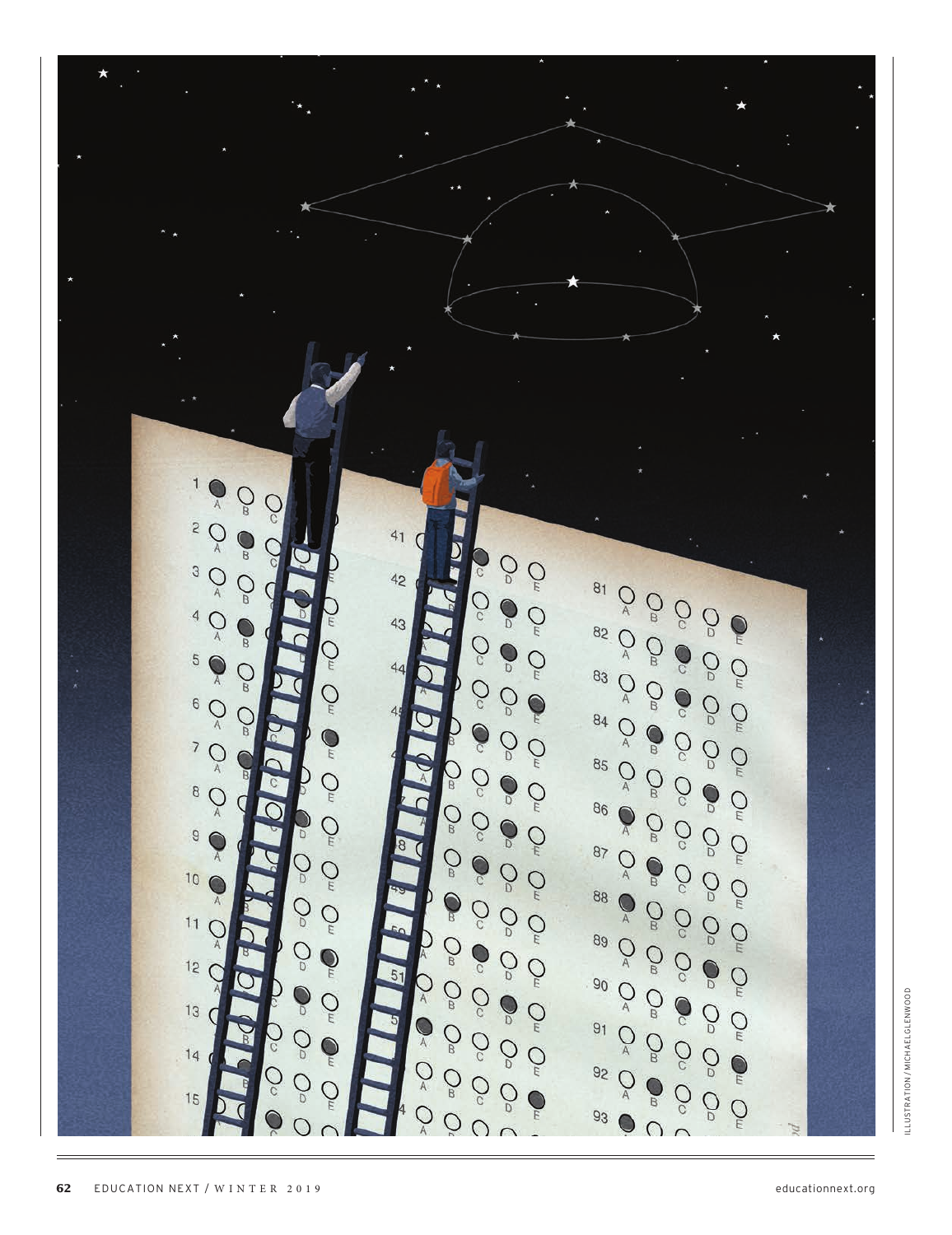ILLUSTRATION / MICHAELGLENWOOD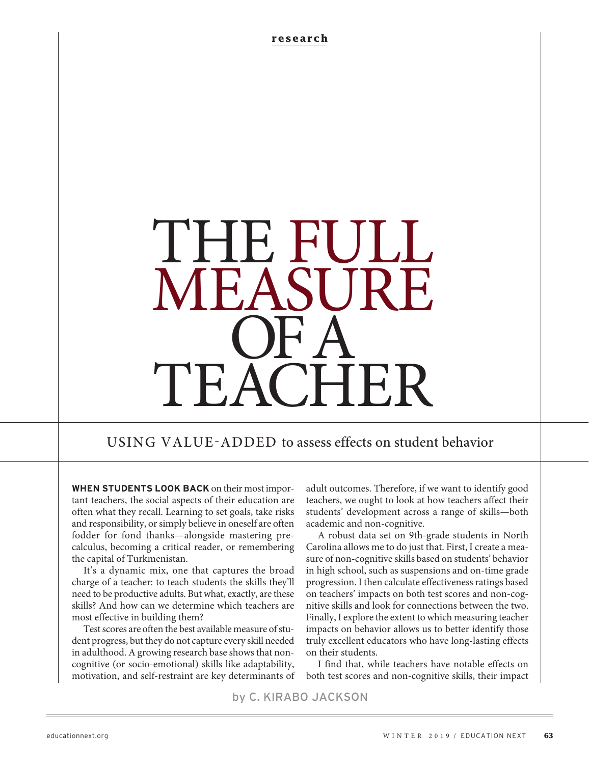research

# THE FULL MEASURE OF A TEACHER

## USING VALUE-ADDED to assess effects on student behavior

by C. KIRABO JACKSON

**WHEN STUDENTS LOOK BACK** on their most important teachers, the social aspects of their education are often what they recall. Learning to set goals, take risks and responsibility, or simply believe in oneself are often fodder for fond thanks—alongside mastering pre-calculus, becoming a critical reader, or remembering the capital of Turkmenistan.

It's a dynamic mix, one that captures the broad charge of a teacher: to teach students the skills they'll need to be productive adults. But what, exactly, are these skills? And how can we determine which teachers are most effective in building them?

Test scores are often the best available measure of student progress, but they do not capture every skill needed in adulthood. A growing research base shows that non-cognitive (or socio-emotional) skills like adaptability, motivation, and self-restraint are key determinants of adult outcomes. Therefore, if we want to identify good teachers, we ought to look at how teachers affect their students' development across a range of skills—both academic and non-cognitive.

A robust data set on 9th-grade students in North Carolina allows me to do just that. First, I create a measure of non-cognitive skills based on students' behavior in high school, such as suspensions and on-time grade progression. I then calculate effectiveness ratings based on teachers' impacts on both test scores and non-cognitive skills and look for connections between the two. Finally, I explore the extent to which measuring teacher impacts on behavior allows us to better identify those truly excellent educators who have long-lasting effects on their students.

I find that, while teachers have notable effects on both test scores and non-cognitive skills, their impact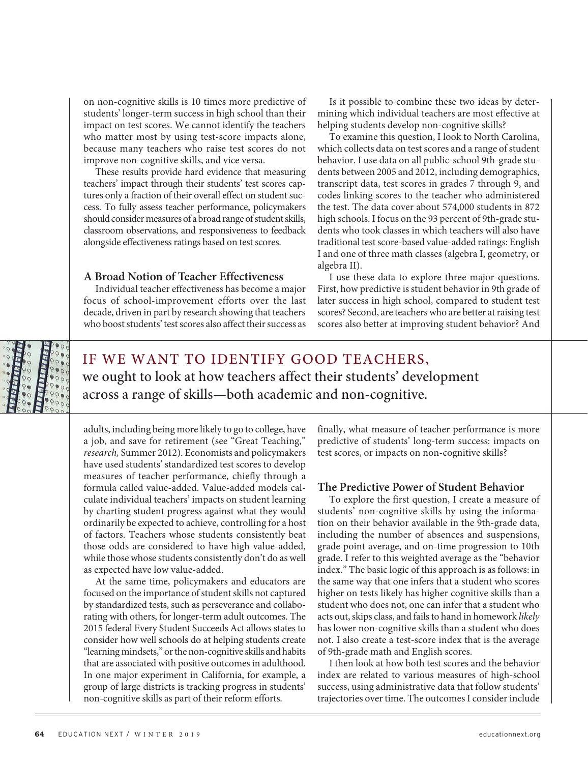on non-cognitive skills is 10 times more predictive of students' longer-term success in high school than their impact on test scores. We cannot identify the teachers who matter most by using test-score impacts alone, because many teachers who raise test scores do not improve non-cognitive skills, and vice versa.

These results provide hard evidence that measuring teachers' impact through their students' test scores captures only a fraction of their overall effect on student success. To fully assess teacher performance, policymakers should consider measures of a broad range of student skills, classroom observations, and responsiveness to feedback alongside effectiveness ratings based on test scores.

## A Broad Notion of Teacher Effectiveness

Individual teacher effectiveness has become a major focus of school-improvement efforts over the last decade, driven in part by research showing that teachers who boost students' test scores also affect their success as adults, including being more likely to go to college, have a job, and save for retirement (see "Great Teaching," *research,* Summer 2012). Economists and policymakers have used students' standardized test scores to develop measures of teacher performance, chiefly through a formula called value-added. Value-added models calculate individual teachers' impacts on student learning by charting student progress against what they would ordinarily be expected to achieve, controlling for a host of factors. Teachers whose students consistently beat those odds are considered to have high value-added, while those whose students consistently don't do as well as expected have low value-added.

At the same time, policymakers and educators are focused on the importance of student skills not captured by standardized tests, such as perseverance and collaborating with others, for longer-term adult outcomes. The 2015 federal Every Student Succeeds Act allows states to consider how well schools do at helping students create "learning mindsets," or the non-cognitive skills and habits that are associated with positive outcomes in adulthood. In one major experiment in California, for example, a group of large districts is tracking progress in students' non-cognitive skills as part of their reform efforts.

Is it possible to combine these two ideas by determining which individual teachers are most effective at helping students develop non-cognitive skills?

To examine this question, I look to North Carolina, which collects data on test scores and a range of student behavior. I use data on all public-school 9th-grade students between 2005 and 2012, including demographics, transcript data, test scores in grades 7 through 9, and codes linking scores to the teacher who administered the test. The data cover about 574,000 students in 872 high schools. I focus on the 93 percent of 9th-grade students who took classes in which teachers will also have traditional test score-based value-added ratings: English I and one of three math classes (algebra I, geometry, or algebra II).

I use these data to explore three major questions. First, how predictive is student behavior in 9th grade of later success in high school, compared to student test scores? Second, are teachers who are better at raising test scores also better at improving student behavior? And finally, what measure of teacher performance is more predictive of students' long-term success: impacts on test scores, or impacts on non-cognitive skills?

> IF WE WANT TO IDENTIFY GOOD TEACHERS, we ought to look at how teachers affect their students' development across a range of skills—both academic and non-cognitive.

## The Predictive Power of Student Behavior

To explore the first question, I create a measure of students' non-cognitive skills by using the information on their behavior available in the 9th-grade data, including the number of absences and suspensions, grade point average, and on-time progression to 10th grade. I refer to this weighted average as the "behavior index." The basic logic of this approach is as follows: in the same way that one infers that a student who scores higher on tests likely has higher cognitive skills than a student who does not, one can infer that a student who acts out, skips class, and fails to hand in homework *likely* has lower non-cognitive skills than a student who does not. I also create a test-score index that is the average of 9th-grade math and English scores.

I then look at how both test scores and the behavior index are related to various measures of high-school success, using administrative data that follow students' trajectories over time. The outcomes I consider include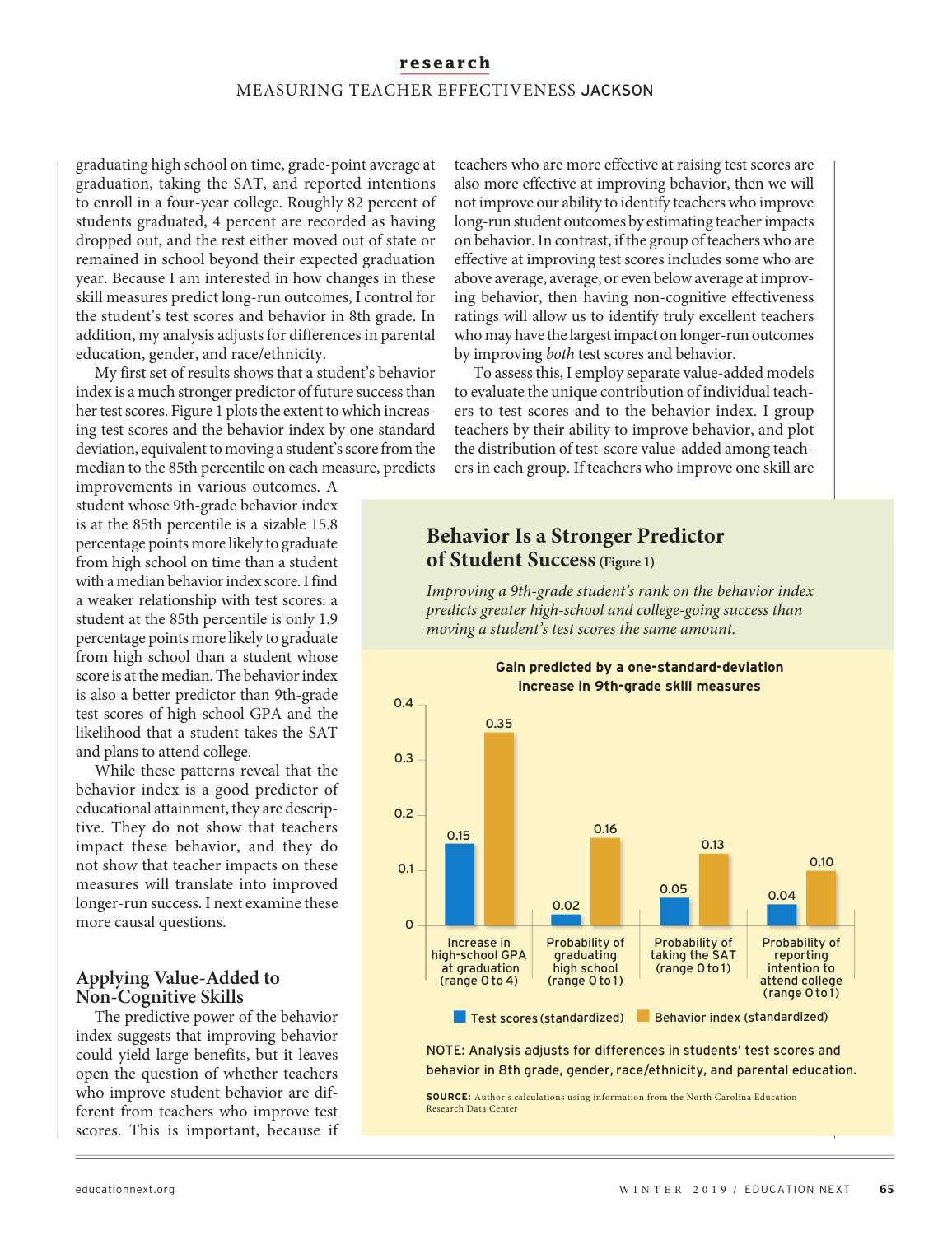graduating high school on time, grade-point average at graduation, taking the SAT, and reported intentions to enroll in a four-year college. Roughly 82 percent of students graduated, 4 percent are recorded as having dropped out, and the rest either moved out of state or remained in school beyond their expected graduation year. Because I am interested in how changes in these skill measures predict long-run outcomes, I control for the student's test scores and behavior in 8th grade. In addition, my analysis adjusts for differences in parental education, gender, and race/ethnicity.

My first set of results shows that a student's behavior index is a much stronger predictor of future success than her test scores. Figure 1 plots the extent to which increasing test scores and the behavior index by one standard deviation, equivalent to moving a student's score from the median to the 85th percentile on each measure, predicts improvements in various outcomes. A student whose 9th-grade behavior index is at the 85th percentile is a sizable 15.8 percentage points more likely to graduate from high school on time than a student with a median behavior index score. I find a weaker relationship with test scores: a student at the 85th percentile is only 1.9 percentage points more likely to graduate from high school than a student whose score is at the median. The behavior index is also a better predictor than 9th-grade test scores of high-school GPA and the likelihood that a student takes the SAT and plans to attend college.

While these patterns reveal that the behavior index is a good predictor of educational attainment, they are descriptive. They do not show that teachers impact these behavior, and they do not show that teacher impacts on these measures will translate into improved longer-run success. I next examine these more causal questions.

## Applying Value-Added to Non-Cognitive Skills

The predictive power of the behavior index suggests that improving behavior could yield large benefits, but it leaves open the question of whether teachers who improve student behavior are different from teachers who improve test scores. This is important, because if teachers who are more effective at raising test scores are also more effective at improving behavior, then we will not improve our ability to identify teachers who improve long-run student outcomes by estimating teacher impacts on behavior. In contrast, if the group of teachers who are effective at improving test scores includes some who are above average, average, or even below average at improving behavior, then having non-cognitive effectiveness ratings will allow us to identify truly excellent teachers who may have the largest impact on longer-run outcomes by improving *both* test scores and behavior.

To assess this, I employ separate value-added models to evaluate the unique contribution of individual teachers to test scores and to the behavior index. I group teachers by their ability to improve behavior, and plot the distribution of test-score value-added among teachers in each group. If teachers who improve one skill are

### Behavior Is a Stronger Predictor of Student Success (Figure 1)

*Improving a 9th-grade student's rank on the behavior index predicts greater high-school and college-going success than moving a student's test scores the same amount.*

**Gain predicted by a one-standard-deviation increase in 9th-grade skill measures**

| Outcome | Test scores (standardized) | Behavior index (standardized) |
|---|---|---|
| Increase in high-school GPA at graduation (range 0 to 4) | 0.15 | 0.35 |
| Probability of graduating high school (range 0 to 1) | 0.02 | 0.16 |
| Probability of taking the SAT (range 0 to 1) | 0.05 | 0.13 |
| Probability of reporting intention to attend college (range 0 to 1) | 0.04 | 0.10 |

NOTE: Analysis adjusts for differences in students' test scores and behavior in 8th grade, gender, race/ethnicity, and parental education.

**SOURCE:** Author's calculations using information from the North Carolina Education Research Data Center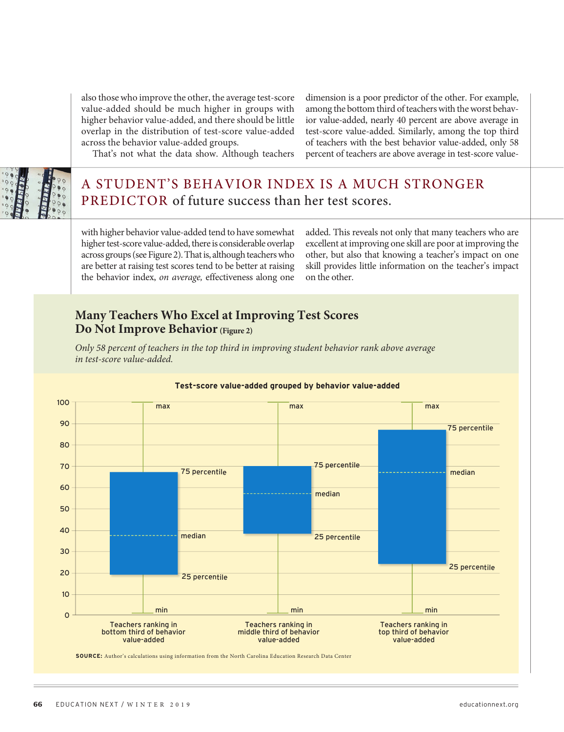also those who improve the other, the average test-score value-added should be much higher in groups with higher behavior value-added, and there should be little overlap in the distribution of test-score value-added across the behavior value-added groups.

That's not what the data show. Although teachers with higher behavior value-added tend to have somewhat higher test-score value-added, there is considerable overlap across groups (see Figure 2). That is, although teachers who are better at raising test scores tend to be better at raising the behavior index, *on average,* effectiveness along one dimension is a poor predictor of the other. For example, among the bottom third of teachers with the worst behavior value-added, nearly 40 percent are above average in test-score value-added. Similarly, among the top third of teachers with the best behavior value-added, only 58 percent of teachers are above average in test-score value-added. This reveals not only that many teachers who are excellent at improving one skill are poor at improving the other, but also that knowing a teacher's impact on one skill provides little information on the teacher's impact on the other.

> A STUDENT'S BEHAVIOR INDEX IS A MUCH STRONGER PREDICTOR of future success than her test scores.

## Many Teachers Who Excel at Improving Test Scores Do Not Improve Behavior (Figure 2)

*Only 58 percent of teachers in the top third in improving student behavior rank above average in test-score value-added.*

**Test-score value-added grouped by behavior value-added**

| | Teachers ranking in bottom third of behavior value-added | Teachers ranking in middle third of behavior value-added | Teachers ranking in top third of behavior value-added |
|---|---|---|---|
| max | 100 | 100 | 100 |
| 75 percentile | ~67 | ~70 | ~87 |
| median | ~38 | ~57 | ~67 |
| 25 percentile | ~19 | ~38 | ~24 |
| min | ~1 | ~1 | ~1 |

**SOURCE:** Author's calculations using information from the North Carolina Education Research Data Center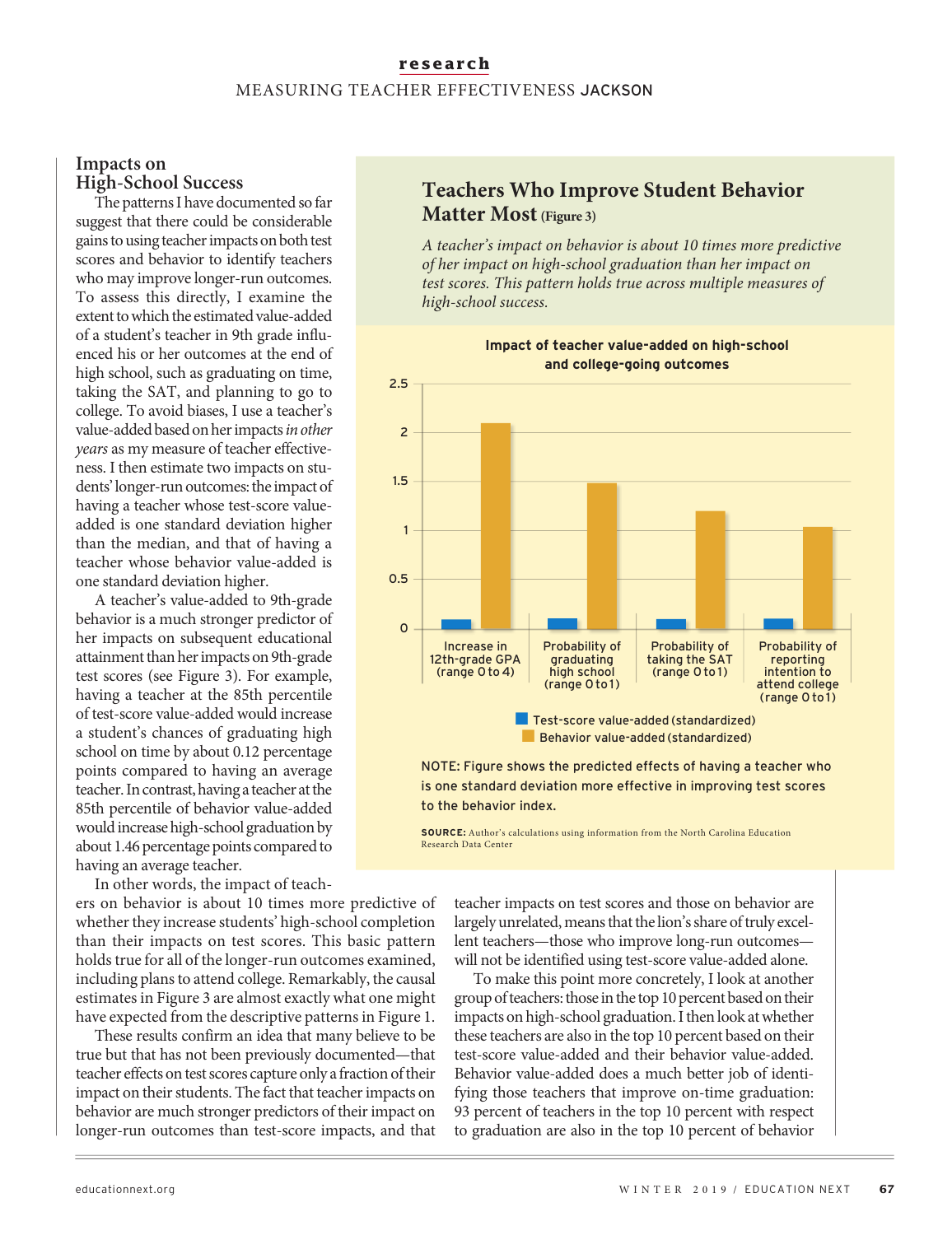## Impacts on High-School Success

The patterns I have documented so far suggest that there could be considerable gains to using teacher impacts on both test scores and behavior to identify teachers who may improve longer-run outcomes. To assess this directly, I examine the extent to which the estimated value-added of a student's teacher in 9th grade influenced his or her outcomes at the end of high school, such as graduating on time, taking the SAT, and planning to go to college. To avoid biases, I use a teacher's value-added based on her impacts *in other years* as my measure of teacher effectiveness. I then estimate two impacts on students' longer-run outcomes: the impact of having a teacher whose test-score value-added is one standard deviation higher than the median, and that of having a teacher whose behavior value-added is one standard deviation higher.

A teacher's value-added to 9th-grade behavior is a much stronger predictor of her impacts on subsequent educational attainment than her impacts on 9th-grade test scores (see Figure 3). For example, having a teacher at the 85th percentile of test-score value-added would increase a student's chances of graduating high school on time by about 0.12 percentage points compared to having an average teacher. In contrast, having a teacher at the 85th percentile of behavior value-added would increase high-school graduation by about 1.46 percentage points compared to having an average teacher.

### Teachers Who Improve Student Behavior Matter Most (Figure 3)

*A teacher's impact on behavior is about 10 times more predictive of her impact on high-school graduation than her impact on test scores. This pattern holds true across multiple measures of high-school success.*

**Impact of teacher value-added on high-school and college-going outcomes**

| Outcome | Test-score value-added (standardized) | Behavior value-added (standardized) |
|---|---|---|
| Increase in 12th-grade GPA (range 0 to 4) | ~0.1 | ~2.1 |
| Probability of graduating high school (range 0 to 1) | ~0.1 | ~1.5 |
| Probability of taking the SAT (range 0 to 1) | ~0.1 | ~1.2 |
| Probability of reporting intention to attend college (range 0 to 1) | ~0.1 | ~1.05 |

NOTE: Figure shows the predicted effects of having a teacher who is one standard deviation more effective in improving test scores to the behavior index.

**SOURCE:** Author's calculations using information from the North Carolina Education Research Data Center

In other words, the impact of teachers on behavior is about 10 times more predictive of whether they increase students' high-school completion than their impacts on test scores. This basic pattern holds true for all of the longer-run outcomes examined, including plans to attend college. Remarkably, the causal estimates in Figure 3 are almost exactly what one might have expected from the descriptive patterns in Figure 1.

These results confirm an idea that many believe to be true but that has not been previously documented—that teacher effects on test scores capture only a fraction of their impact on their students. The fact that teacher impacts on behavior are much stronger predictors of their impact on longer-run outcomes than test-score impacts, and that teacher impacts on test scores and those on behavior are largely unrelated, means that the lion's share of truly excellent teachers—those who improve long-run outcomes—will not be identified using test-score value-added alone.

To make this point more concretely, I look at another group of teachers: those in the top 10 percent based on their impacts on high-school graduation. I then look at whether these teachers are also in the top 10 percent based on their test-score value-added and their behavior value-added. Behavior value-added does a much better job of identifying those teachers that improve on-time graduation: 93 percent of teachers in the top 10 percent with respect to graduation are also in the top 10 percent of behavior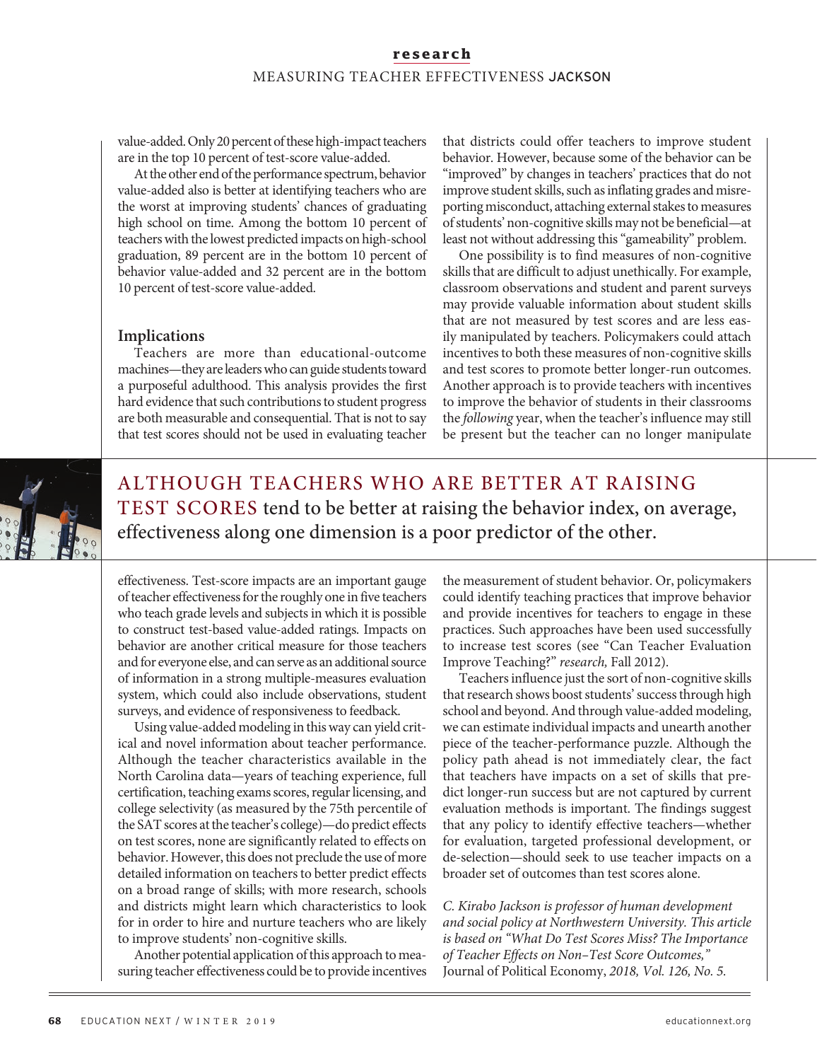value-added. Only 20 percent of these high-impact teachers are in the top 10 percent of test-score value-added.

At the other end of the performance spectrum, behavior value-added also is better at identifying teachers who are the worst at improving students' chances of graduating high school on time. Among the bottom 10 percent of teachers with the lowest predicted impacts on high-school graduation, 89 percent are in the bottom 10 percent of behavior value-added and 32 percent are in the bottom 10 percent of test-score value-added.

## Implications

Teachers are more than educational-outcome machines—they are leaders who can guide students toward a purposeful adulthood. This analysis provides the first hard evidence that such contributions to student progress are both measurable and consequential. That is not to say that test scores should not be used in evaluating teacher effectiveness. Test-score impacts are an important gauge of teacher effectiveness for the roughly one in five teachers who teach grade levels and subjects in which it is possible to construct test-based value-added ratings. Impacts on behavior are another critical measure for those teachers and for everyone else, and can serve as an additional source of information in a strong multiple-measures evaluation system, which could also include observations, student surveys, and evidence of responsiveness to feedback.

Using value-added modeling in this way can yield critical and novel information about teacher performance. Although the teacher characteristics available in the North Carolina data—years of teaching experience, full certification, teaching exams scores, regular licensing, and college selectivity (as measured by the 75th percentile of the SAT scores at the teacher's college)—do predict effects on test scores, none are significantly related to effects on behavior. However, this does not preclude the use of more detailed information on teachers to better predict effects on a broad range of skills; with more research, schools and districts might learn which characteristics to look for in order to hire and nurture teachers who are likely to improve students' non-cognitive skills.

Another potential application of this approach to measuring teacher effectiveness could be to provide incentives that districts could offer teachers to improve student behavior. However, because some of the behavior can be "improved" by changes in teachers' practices that do not improve student skills, such as inflating grades and misreporting misconduct, attaching external stakes to measures of students' non-cognitive skills may not be beneficial—at least not without addressing this "gameability" problem.

One possibility is to find measures of non-cognitive skills that are difficult to adjust unethically. For example, classroom observations and student and parent surveys may provide valuable information about student skills that are not measured by test scores and are less easily manipulated by teachers. Policymakers could attach incentives to both these measures of non-cognitive skills and test scores to promote better longer-run outcomes. Another approach is to provide teachers with incentives to improve the behavior of students in their classrooms the *following* year, when the teacher's influence may still be present but the teacher can no longer manipulate the measurement of student behavior. Or, policymakers could identify teaching practices that improve behavior and provide incentives for teachers to engage in these practices. Such approaches have been used successfully to increase test scores (see "Can Teacher Evaluation Improve Teaching?" *research,* Fall 2012).

Teachers influence just the sort of non-cognitive skills that research shows boost students' success through high school and beyond. And through value-added modeling, we can estimate individual impacts and unearth another piece of the teacher-performance puzzle. Although the policy path ahead is not immediately clear, the fact that teachers have impacts on a set of skills that predict longer-run success but are not captured by current evaluation methods is important. The findings suggest that any policy to identify effective teachers—whether for evaluation, targeted professional development, or de-selection—should seek to use teacher impacts on a broader set of outcomes than test scores alone.

> ALTHOUGH TEACHERS WHO ARE BETTER AT RAISING TEST SCORES tend to be better at raising the behavior index, on average, effectiveness along one dimension is a poor predictor of the other.

*C. Kirabo Jackson is professor of human development and social policy at Northwestern University. This article is based on "What Do Test Scores Miss? The Importance of Teacher Effects on Non–Test Score Outcomes,"* Journal of Political Economy, *2018, Vol. 126, No. 5.*